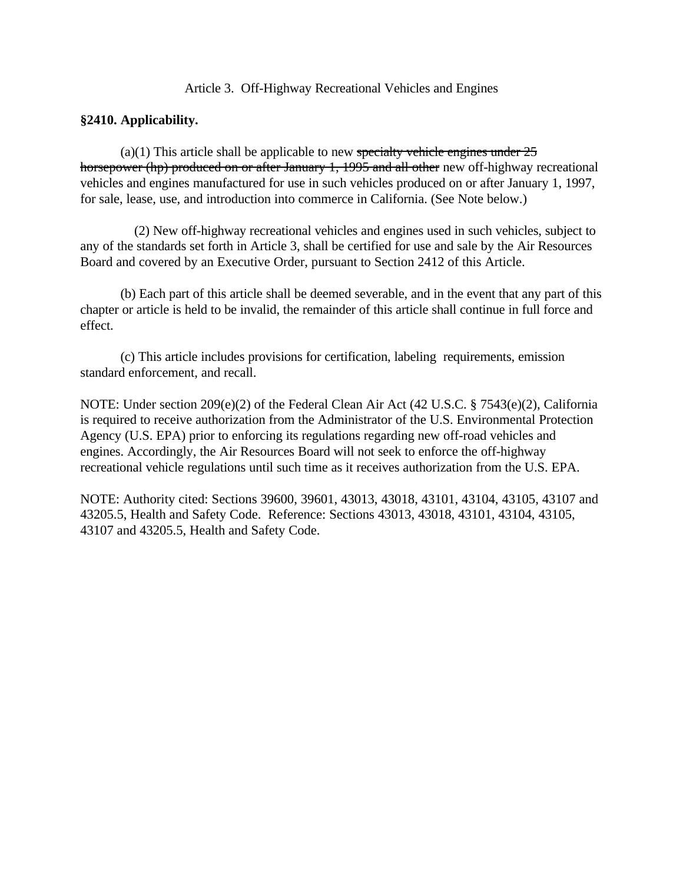Article 3. Off-Highway Recreational Vehicles and Engines

**§2410. Applicability.**

(a)(1) This article shall be applicable to new ~~specialty vehicle engines under 25 horsepower (hp) produced on or after January 1, 1995 and all other~~ new off-highway recreational vehicles and engines manufactured for use in such vehicles produced on or after January 1, 1997, for sale, lease, use, and introduction into commerce in California. (See Note below.)

(2) New off-highway recreational vehicles and engines used in such vehicles, subject to any of the standards set forth in Article 3, shall be certified for use and sale by the Air Resources Board and covered by an Executive Order, pursuant to Section 2412 of this Article.

(b) Each part of this article shall be deemed severable, and in the event that any part of this chapter or article is held to be invalid, the remainder of this article shall continue in full force and effect.

(c) This article includes provisions for certification, labeling requirements, emission standard enforcement, and recall.

NOTE: Under section 209(e)(2) of the Federal Clean Air Act (42 U.S.C. § 7543(e)(2), California is required to receive authorization from the Administrator of the U.S. Environmental Protection Agency (U.S. EPA) prior to enforcing its regulations regarding new off-road vehicles and engines. Accordingly, the Air Resources Board will not seek to enforce the off-highway recreational vehicle regulations until such time as it receives authorization from the U.S. EPA.

NOTE: Authority cited: Sections 39600, 39601, 43013, 43018, 43101, 43104, 43105, 43107 and 43205.5, Health and Safety Code. Reference: Sections 43013, 43018, 43101, 43104, 43105, 43107 and 43205.5, Health and Safety Code.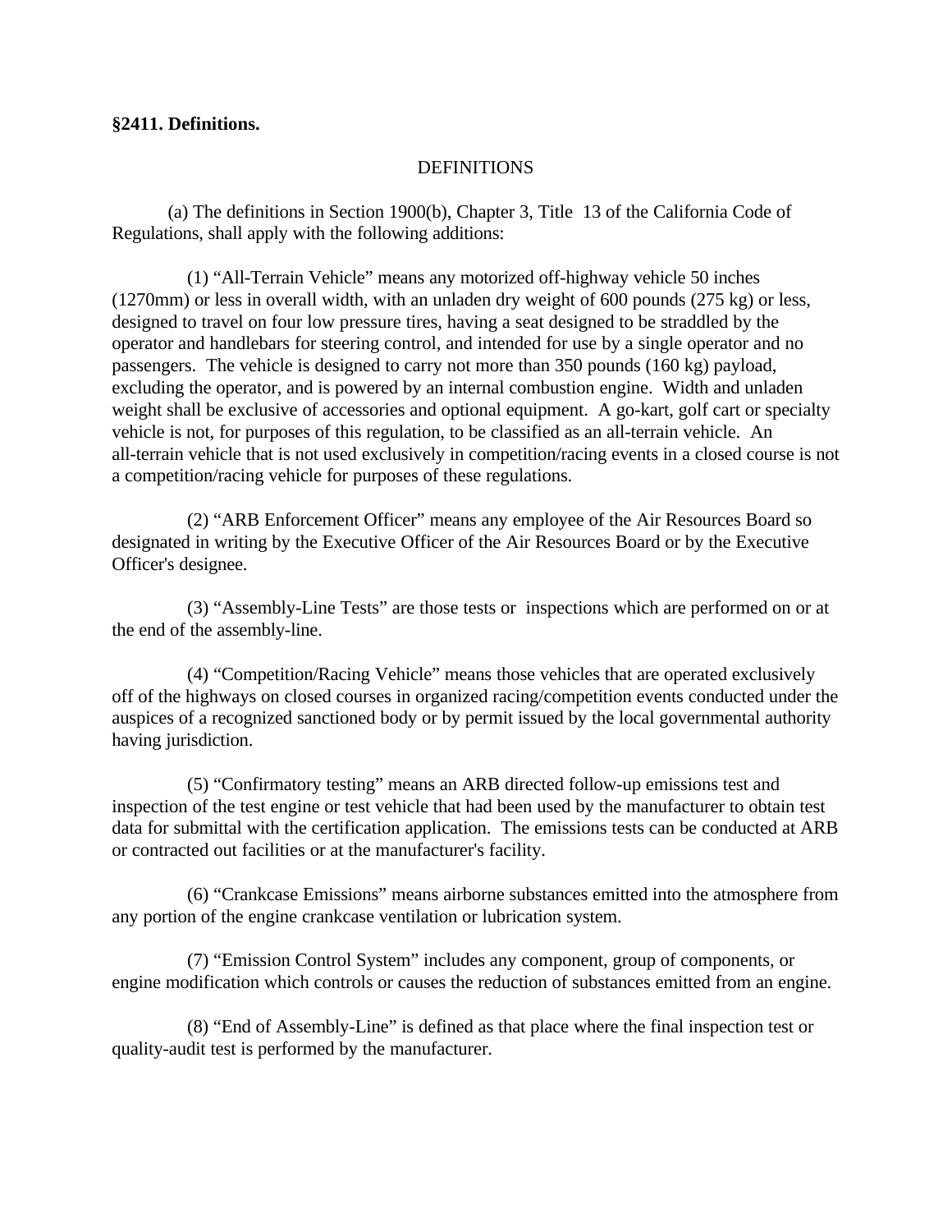**§2411. Definitions.**

DEFINITIONS

(a) The definitions in Section 1900(b), Chapter 3, Title 13 of the California Code of Regulations, shall apply with the following additions:

(1) "All-Terrain Vehicle" means any motorized off-highway vehicle 50 inches (1270mm) or less in overall width, with an unladen dry weight of 600 pounds (275 kg) or less, designed to travel on four low pressure tires, having a seat designed to be straddled by the operator and handlebars for steering control, and intended for use by a single operator and no passengers. The vehicle is designed to carry not more than 350 pounds (160 kg) payload, excluding the operator, and is powered by an internal combustion engine. Width and unladen weight shall be exclusive of accessories and optional equipment. A go-kart, golf cart or specialty vehicle is not, for purposes of this regulation, to be classified as an all-terrain vehicle. An all-terrain vehicle that is not used exclusively in competition/racing events in a closed course is not a competition/racing vehicle for purposes of these regulations.

(2) "ARB Enforcement Officer" means any employee of the Air Resources Board so designated in writing by the Executive Officer of the Air Resources Board or by the Executive Officer's designee.

(3) "Assembly-Line Tests" are those tests or inspections which are performed on or at the end of the assembly-line.

(4) "Competition/Racing Vehicle" means those vehicles that are operated exclusively off of the highways on closed courses in organized racing/competition events conducted under the auspices of a recognized sanctioned body or by permit issued by the local governmental authority having jurisdiction.

(5) "Confirmatory testing" means an ARB directed follow-up emissions test and inspection of the test engine or test vehicle that had been used by the manufacturer to obtain test data for submittal with the certification application. The emissions tests can be conducted at ARB or contracted out facilities or at the manufacturer's facility.

(6) "Crankcase Emissions" means airborne substances emitted into the atmosphere from any portion of the engine crankcase ventilation or lubrication system.

(7) "Emission Control System" includes any component, group of components, or engine modification which controls or causes the reduction of substances emitted from an engine.

(8) "End of Assembly-Line" is defined as that place where the final inspection test or quality-audit test is performed by the manufacturer.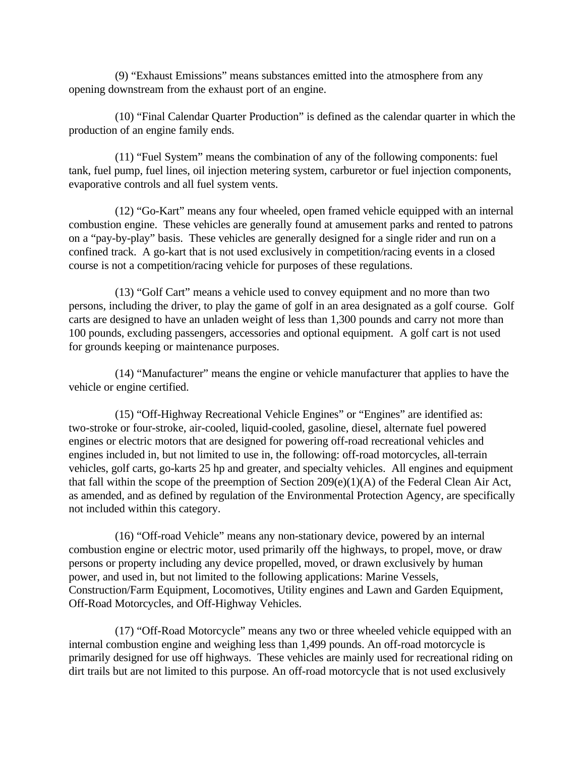(9) “Exhaust Emissions” means substances emitted into the atmosphere from any opening downstream from the exhaust port of an engine.

(10) “Final Calendar Quarter Production” is defined as the calendar quarter in which the production of an engine family ends.

(11) “Fuel System” means the combination of any of the following components: fuel tank, fuel pump, fuel lines, oil injection metering system, carburetor or fuel injection components, evaporative controls and all fuel system vents.

(12) “Go-Kart” means any four wheeled, open framed vehicle equipped with an internal combustion engine. These vehicles are generally found at amusement parks and rented to patrons on a “pay-by-play” basis. These vehicles are generally designed for a single rider and run on a confined track. A go-kart that is not used exclusively in competition/racing events in a closed course is not a competition/racing vehicle for purposes of these regulations.

(13) “Golf Cart” means a vehicle used to convey equipment and no more than two persons, including the driver, to play the game of golf in an area designated as a golf course. Golf carts are designed to have an unladen weight of less than 1,300 pounds and carry not more than 100 pounds, excluding passengers, accessories and optional equipment. A golf cart is not used for grounds keeping or maintenance purposes.

(14) “Manufacturer” means the engine or vehicle manufacturer that applies to have the vehicle or engine certified.

(15) “Off-Highway Recreational Vehicle Engines” or “Engines” are identified as: two-stroke or four-stroke, air-cooled, liquid-cooled, gasoline, diesel, alternate fuel powered engines or electric motors that are designed for powering off-road recreational vehicles and engines included in, but not limited to use in, the following: off-road motorcycles, all-terrain vehicles, golf carts, go-karts 25 hp and greater, and specialty vehicles. All engines and equipment that fall within the scope of the preemption of Section 209(e)(1)(A) of the Federal Clean Air Act, as amended, and as defined by regulation of the Environmental Protection Agency, are specifically not included within this category.

(16) “Off-road Vehicle” means any non-stationary device, powered by an internal combustion engine or electric motor, used primarily off the highways, to propel, move, or draw persons or property including any device propelled, moved, or drawn exclusively by human power, and used in, but not limited to the following applications: Marine Vessels, Construction/Farm Equipment, Locomotives, Utility engines and Lawn and Garden Equipment, Off-Road Motorcycles, and Off-Highway Vehicles.

(17) “Off-Road Motorcycle” means any two or three wheeled vehicle equipped with an internal combustion engine and weighing less than 1,499 pounds. An off-road motorcycle is primarily designed for use off highways. These vehicles are mainly used for recreational riding on dirt trails but are not limited to this purpose. An off-road motorcycle that is not used exclusively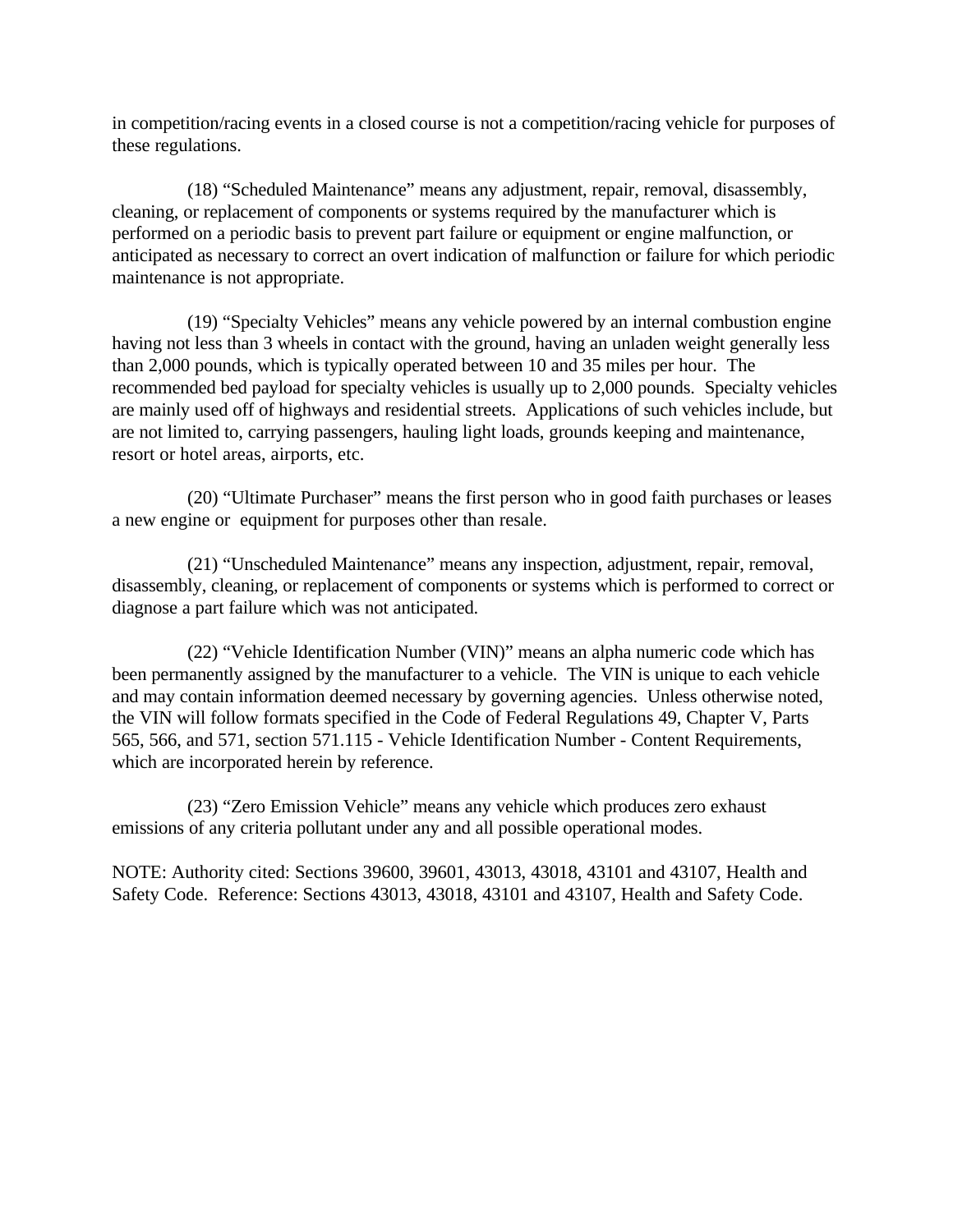in competition/racing events in a closed course is not a competition/racing vehicle for purposes of these regulations.

(18) "Scheduled Maintenance" means any adjustment, repair, removal, disassembly, cleaning, or replacement of components or systems required by the manufacturer which is performed on a periodic basis to prevent part failure or equipment or engine malfunction, or anticipated as necessary to correct an overt indication of malfunction or failure for which periodic maintenance is not appropriate.

(19) "Specialty Vehicles" means any vehicle powered by an internal combustion engine having not less than 3 wheels in contact with the ground, having an unladen weight generally less than 2,000 pounds, which is typically operated between 10 and 35 miles per hour. The recommended bed payload for specialty vehicles is usually up to 2,000 pounds. Specialty vehicles are mainly used off of highways and residential streets. Applications of such vehicles include, but are not limited to, carrying passengers, hauling light loads, grounds keeping and maintenance, resort or hotel areas, airports, etc.

(20) "Ultimate Purchaser" means the first person who in good faith purchases or leases a new engine or equipment for purposes other than resale.

(21) "Unscheduled Maintenance" means any inspection, adjustment, repair, removal, disassembly, cleaning, or replacement of components or systems which is performed to correct or diagnose a part failure which was not anticipated.

(22) "Vehicle Identification Number (VIN)" means an alpha numeric code which has been permanently assigned by the manufacturer to a vehicle. The VIN is unique to each vehicle and may contain information deemed necessary by governing agencies. Unless otherwise noted, the VIN will follow formats specified in the Code of Federal Regulations 49, Chapter V, Parts 565, 566, and 571, section 571.115 - Vehicle Identification Number - Content Requirements, which are incorporated herein by reference.

(23) "Zero Emission Vehicle" means any vehicle which produces zero exhaust emissions of any criteria pollutant under any and all possible operational modes.

NOTE: Authority cited: Sections 39600, 39601, 43013, 43018, 43101 and 43107, Health and Safety Code. Reference: Sections 43013, 43018, 43101 and 43107, Health and Safety Code.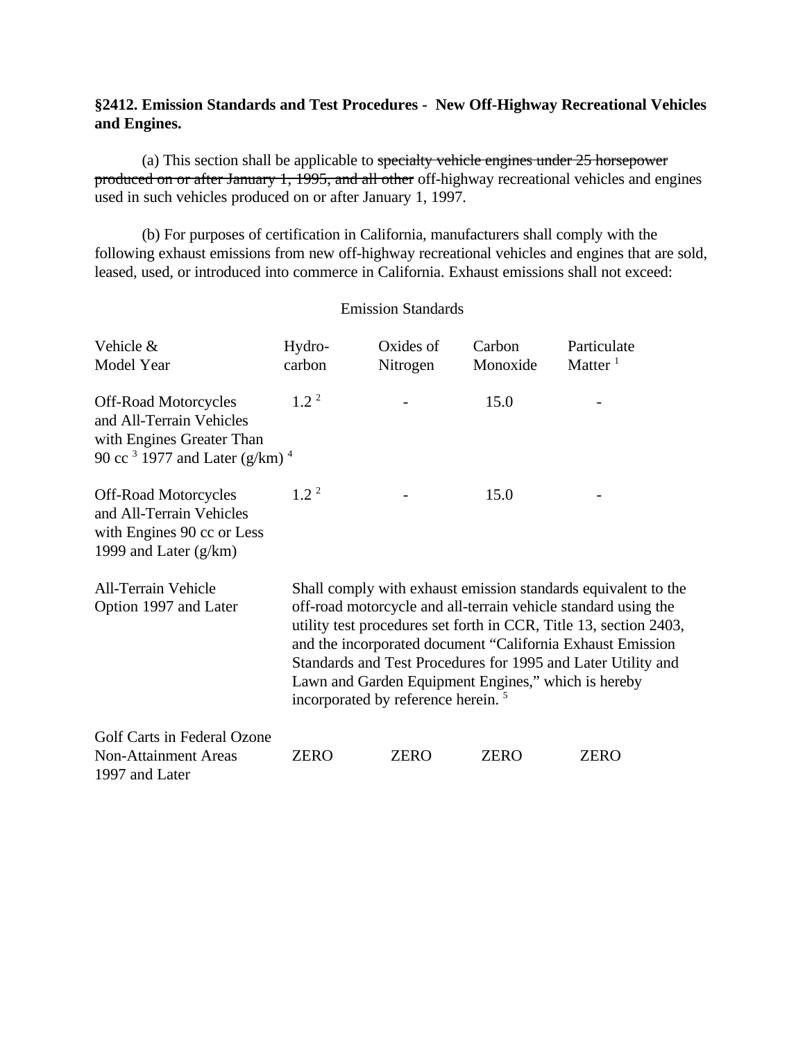**§2412. Emission Standards and Test Procedures - New Off-Highway Recreational Vehicles and Engines.**

(a) This section shall be applicable to ~~specialty vehicle engines under 25 horsepower produced on or after January 1, 1995, and all other~~ off-highway recreational vehicles and engines used in such vehicles produced on or after January 1, 1997.

(b) For purposes of certification in California, manufacturers shall comply with the following exhaust emissions from new off-highway recreational vehicles and engines that are sold, leased, used, or introduced into commerce in California. Exhaust emissions shall not exceed:

Emission Standards

| Vehicle & Model Year | Hydro-carbon | Oxides of Nitrogen | Carbon Monoxide | Particulate Matter [1] |
|---|---|---|---|---|
| Off-Road Motorcycles and All-Terrain Vehicles with Engines Greater Than 90 cc [3] 1977 and Later (g/km) [4] | 1.2 [2] | - | 15.0 | - |
| Off-Road Motorcycles and All-Terrain Vehicles with Engines 90 cc or Less 1999 and Later (g/km) | 1.2 [2] | - | 15.0 | - |
| All-Terrain Vehicle Option 1997 and Later | Shall comply with exhaust emission standards equivalent to the off-road motorcycle and all-terrain vehicle standard using the utility test procedures set forth in CCR, Title 13, section 2403, and the incorporated document "California Exhaust Emission Standards and Test Procedures for 1995 and Later Utility and Lawn and Garden Equipment Engines," which is hereby incorporated by reference herein. [5] | | | |
| Golf Carts in Federal Ozone Non-Attainment Areas 1997 and Later | ZERO | ZERO | ZERO | ZERO |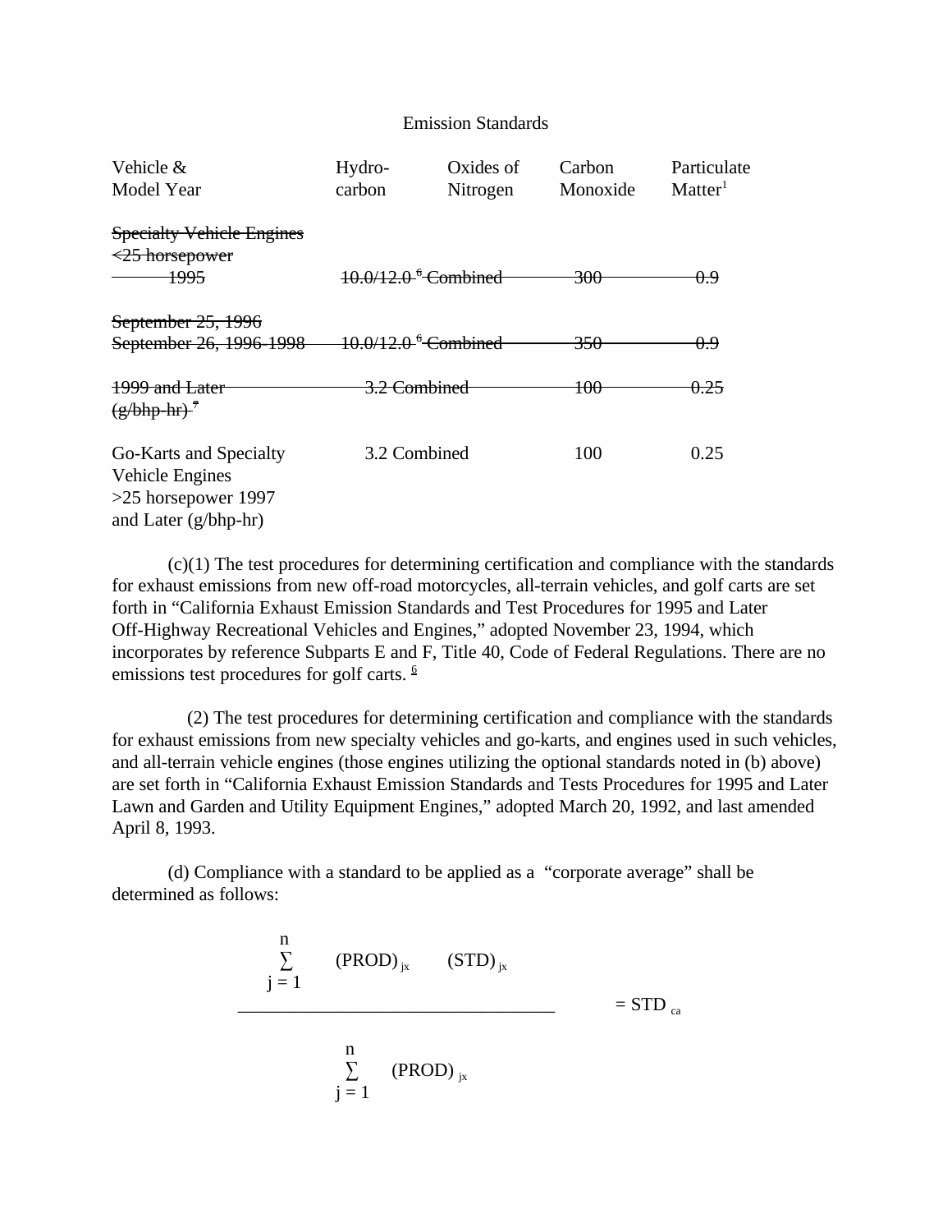Emission Standards

| Vehicle & Model Year | Hydro-carbon | Oxides of Nitrogen | Carbon Monoxide | Particulate Matter[1] |
|---|---|---|---|---|
| ~~Specialty Vehicle Engines <25 horsepower 1995~~ | ~~10.0/12.0 [6] Combined~~ | | ~~300~~ | ~~0.9~~ |
| ~~September 25, 1996 September 26, 1996-1998~~ | ~~10.0/12.0 [6] Combined~~ | | ~~350~~ | ~~0.9~~ |
| ~~1999 and Later (g/bhp-hr) [7]~~ | ~~3.2 Combined~~ | | ~~100~~ | ~~0.25~~ |
| Go-Karts and Specialty Vehicle Engines >25 horsepower 1997 and Later (g/bhp-hr) | 3.2 Combined | | 100 | 0.25 |

(c)(1) The test procedures for determining certification and compliance with the standards for exhaust emissions from new off-road motorcycles, all-terrain vehicles, and golf carts are set forth in "California Exhaust Emission Standards and Test Procedures for 1995 and Later Off-Highway Recreational Vehicles and Engines," adopted November 23, 1994, which incorporates by reference Subparts E and F, Title 40, Code of Federal Regulations. There are no emissions test procedures for golf carts. [6]

(2) The test procedures for determining certification and compliance with the standards for exhaust emissions from new specialty vehicles and go-karts, and engines used in such vehicles, and all-terrain vehicle engines (those engines utilizing the optional standards noted in (b) above) are set forth in "California Exhaust Emission Standards and Tests Procedures for 1995 and Later Lawn and Garden and Utility Equipment Engines," adopted March 20, 1992, and last amended April 8, 1993.

(d) Compliance with a standard to be applied as a "corporate average" shall be determined as follows:

$$\frac{\sum_{j=1}^{n} (PROD)_{jx} \quad (STD)_{jx}}{\sum_{j=1}^{n} (PROD)_{jx}} = STD_{ca}$$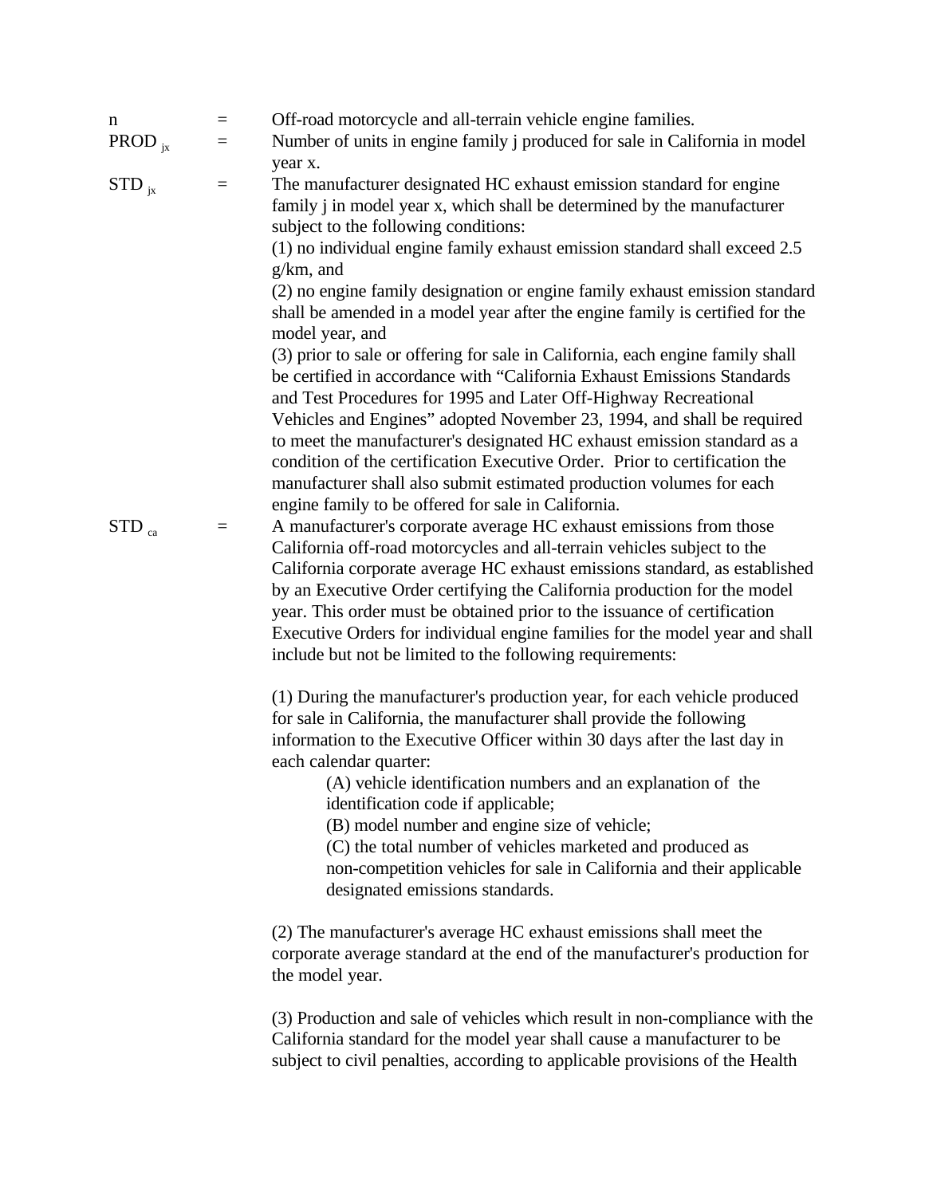n = Off-road motorcycle and all-terrain vehicle engine families.

$PROD_{jx}$ = Number of units in engine family j produced for sale in California in model year x.

$STD_{jx}$ = The manufacturer designated HC exhaust emission standard for engine family j in model year x, which shall be determined by the manufacturer subject to the following conditions:

(1) no individual engine family exhaust emission standard shall exceed 2.5 g/km, and

(2) no engine family designation or engine family exhaust emission standard shall be amended in a model year after the engine family is certified for the model year, and

(3) prior to sale or offering for sale in California, each engine family shall be certified in accordance with "California Exhaust Emissions Standards and Test Procedures for 1995 and Later Off-Highway Recreational Vehicles and Engines" adopted November 23, 1994, and shall be required to meet the manufacturer's designated HC exhaust emission standard as a condition of the certification Executive Order. Prior to certification the manufacturer shall also submit estimated production volumes for each engine family to be offered for sale in California.

$STD_{ca}$ = A manufacturer's corporate average HC exhaust emissions from those California off-road motorcycles and all-terrain vehicles subject to the California corporate average HC exhaust emissions standard, as established by an Executive Order certifying the California production for the model year. This order must be obtained prior to the issuance of certification Executive Orders for individual engine families for the model year and shall include but not be limited to the following requirements:

(1) During the manufacturer's production year, for each vehicle produced for sale in California, the manufacturer shall provide the following information to the Executive Officer within 30 days after the last day in each calendar quarter:

(A) vehicle identification numbers and an explanation of the identification code if applicable;

(B) model number and engine size of vehicle;

(C) the total number of vehicles marketed and produced as non-competition vehicles for sale in California and their applicable designated emissions standards.

(2) The manufacturer's average HC exhaust emissions shall meet the corporate average standard at the end of the manufacturer's production for the model year.

(3) Production and sale of vehicles which result in non-compliance with the California standard for the model year shall cause a manufacturer to be subject to civil penalties, according to applicable provisions of the Health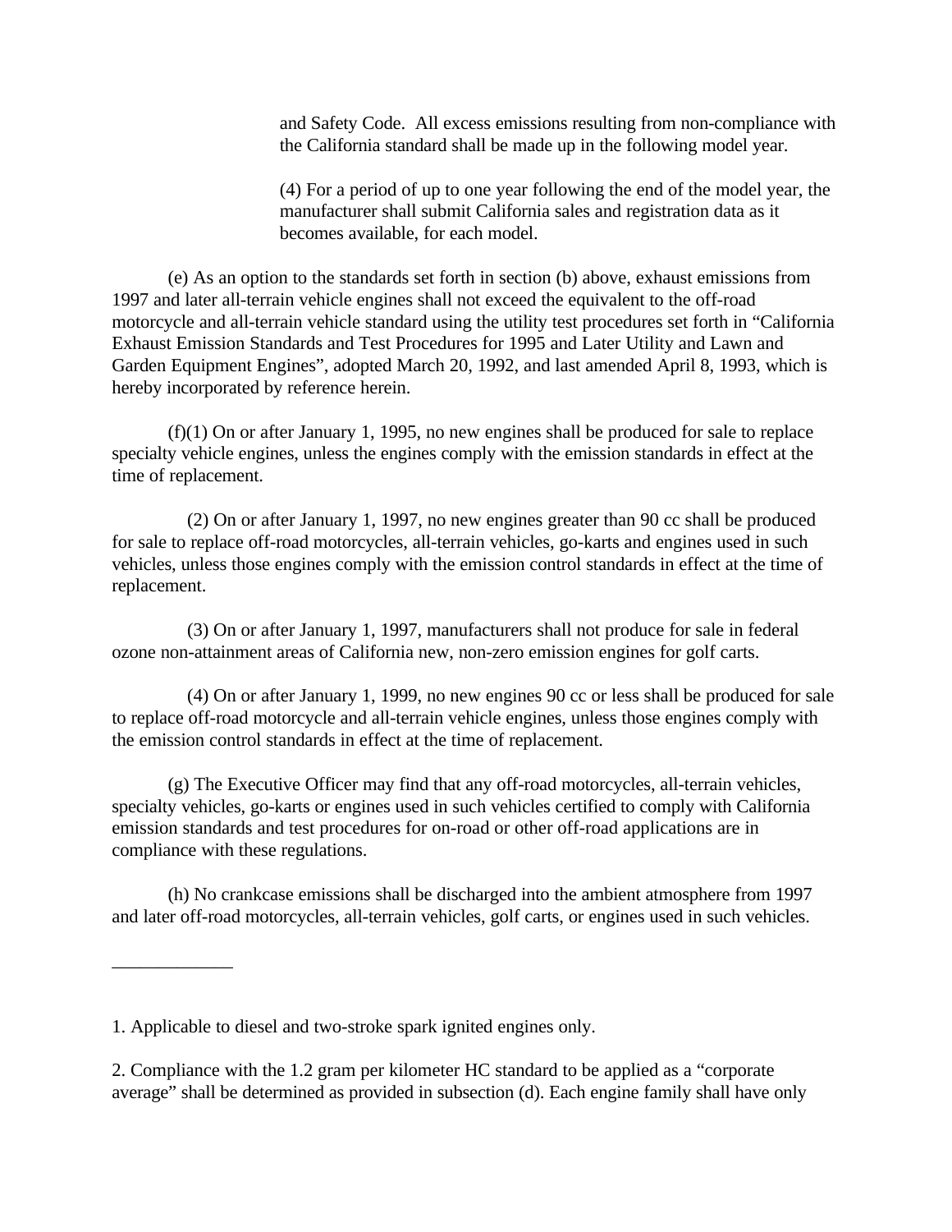and Safety Code. All excess emissions resulting from non-compliance with the California standard shall be made up in the following model year.

(4) For a period of up to one year following the end of the model year, the manufacturer shall submit California sales and registration data as it becomes available, for each model.

(e) As an option to the standards set forth in section (b) above, exhaust emissions from 1997 and later all-terrain vehicle engines shall not exceed the equivalent to the off-road motorcycle and all-terrain vehicle standard using the utility test procedures set forth in "California Exhaust Emission Standards and Test Procedures for 1995 and Later Utility and Lawn and Garden Equipment Engines", adopted March 20, 1992, and last amended April 8, 1993, which is hereby incorporated by reference herein.

(f)(1) On or after January 1, 1995, no new engines shall be produced for sale to replace specialty vehicle engines, unless the engines comply with the emission standards in effect at the time of replacement.

(2) On or after January 1, 1997, no new engines greater than 90 cc shall be produced for sale to replace off-road motorcycles, all-terrain vehicles, go-karts and engines used in such vehicles, unless those engines comply with the emission control standards in effect at the time of replacement.

(3) On or after January 1, 1997, manufacturers shall not produce for sale in federal ozone non-attainment areas of California new, non-zero emission engines for golf carts.

(4) On or after January 1, 1999, no new engines 90 cc or less shall be produced for sale to replace off-road motorcycle and all-terrain vehicle engines, unless those engines comply with the emission control standards in effect at the time of replacement.

(g) The Executive Officer may find that any off-road motorcycles, all-terrain vehicles, specialty vehicles, go-karts or engines used in such vehicles certified to comply with California emission standards and test procedures for on-road or other off-road applications are in compliance with these regulations.

(h) No crankcase emissions shall be discharged into the ambient atmosphere from 1997 and later off-road motorcycles, all-terrain vehicles, golf carts, or engines used in such vehicles.

---

1. Applicable to diesel and two-stroke spark ignited engines only.

2. Compliance with the 1.2 gram per kilometer HC standard to be applied as a "corporate average" shall be determined as provided in subsection (d). Each engine family shall have only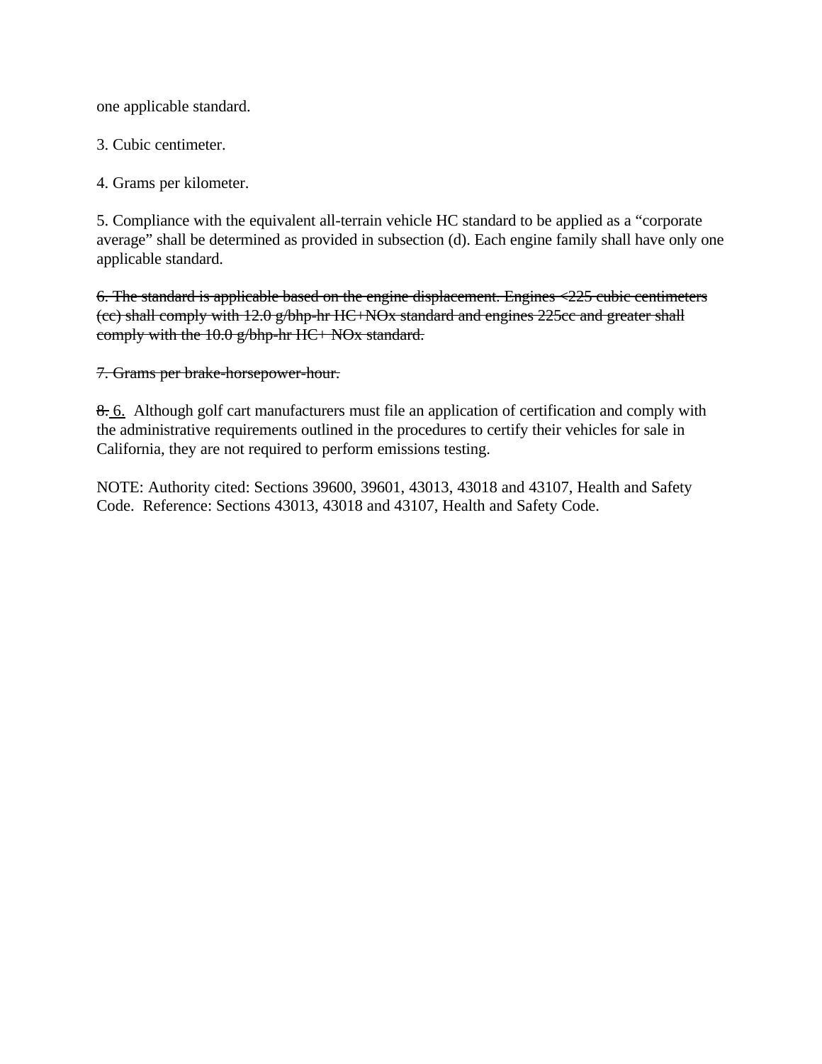one applicable standard.

3. Cubic centimeter.

4. Grams per kilometer.

5. Compliance with the equivalent all-terrain vehicle HC standard to be applied as a “corporate average” shall be determined as provided in subsection (d). Each engine family shall have only one applicable standard.

~~6. The standard is applicable based on the engine displacement. Engines <225 cubic centimeters (cc) shall comply with 12.0 g/bhp-hr HC+NOx standard and engines 225cc and greater shall comply with the 10.0 g/bhp-hr HC+ NOx standard.~~

~~7. Grams per brake-horsepower-hour.~~

~~8.~~ <u>6.</u> Although golf cart manufacturers must file an application of certification and comply with the administrative requirements outlined in the procedures to certify their vehicles for sale in California, they are not required to perform emissions testing.

NOTE: Authority cited: Sections 39600, 39601, 43013, 43018 and 43107, Health and Safety Code. Reference: Sections 43013, 43018 and 43107, Health and Safety Code.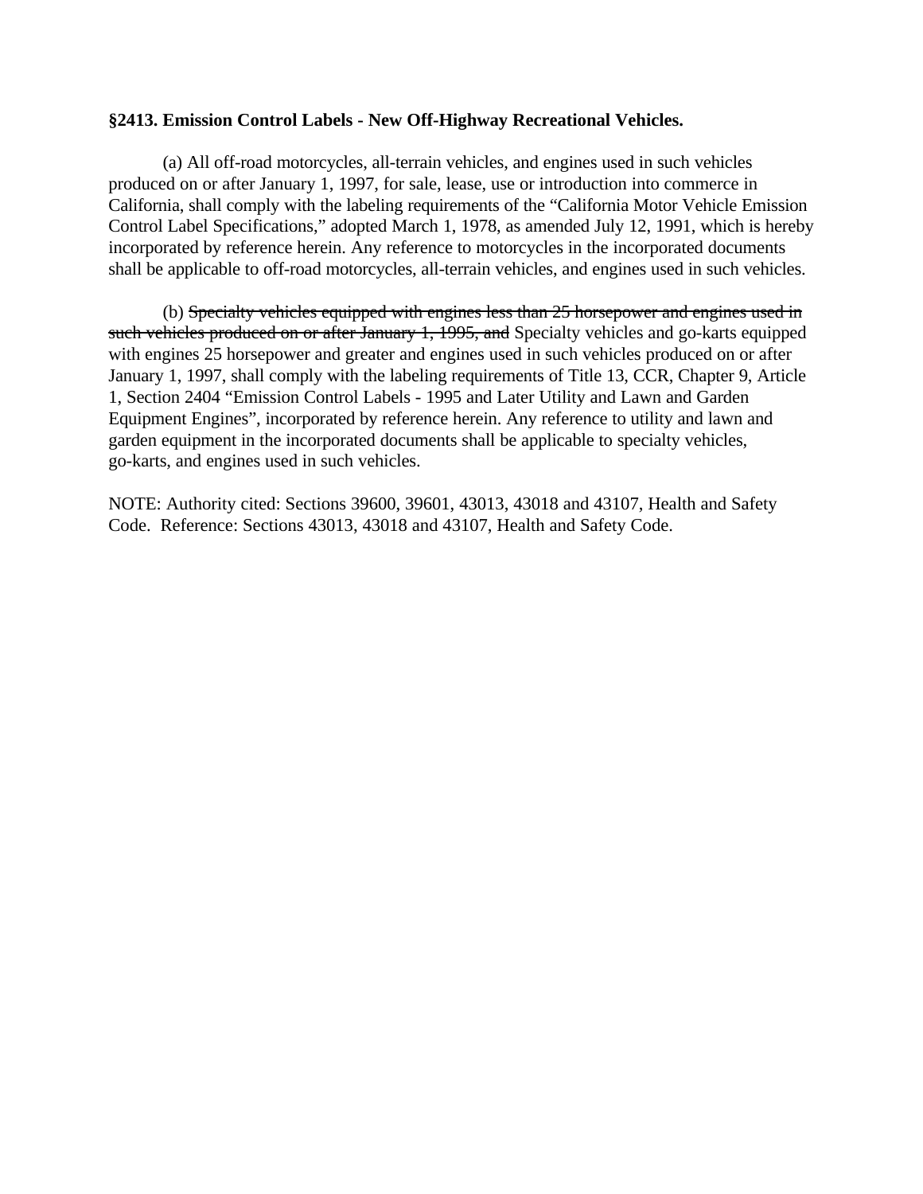**§2413. Emission Control Labels - New Off-Highway Recreational Vehicles.**

(a) All off-road motorcycles, all-terrain vehicles, and engines used in such vehicles produced on or after January 1, 1997, for sale, lease, use or introduction into commerce in California, shall comply with the labeling requirements of the "California Motor Vehicle Emission Control Label Specifications," adopted March 1, 1978, as amended July 12, 1991, which is hereby incorporated by reference herein. Any reference to motorcycles in the incorporated documents shall be applicable to off-road motorcycles, all-terrain vehicles, and engines used in such vehicles.

(b) ~~Specialty vehicles equipped with engines less than 25 horsepower and engines used in such vehicles produced on or after January 1, 1995, and~~ Specialty vehicles and go-karts equipped with engines 25 horsepower and greater and engines used in such vehicles produced on or after January 1, 1997, shall comply with the labeling requirements of Title 13, CCR, Chapter 9, Article 1, Section 2404 "Emission Control Labels - 1995 and Later Utility and Lawn and Garden Equipment Engines", incorporated by reference herein. Any reference to utility and lawn and garden equipment in the incorporated documents shall be applicable to specialty vehicles, go-karts, and engines used in such vehicles.

NOTE: Authority cited: Sections 39600, 39601, 43013, 43018 and 43107, Health and Safety Code. Reference: Sections 43013, 43018 and 43107, Health and Safety Code.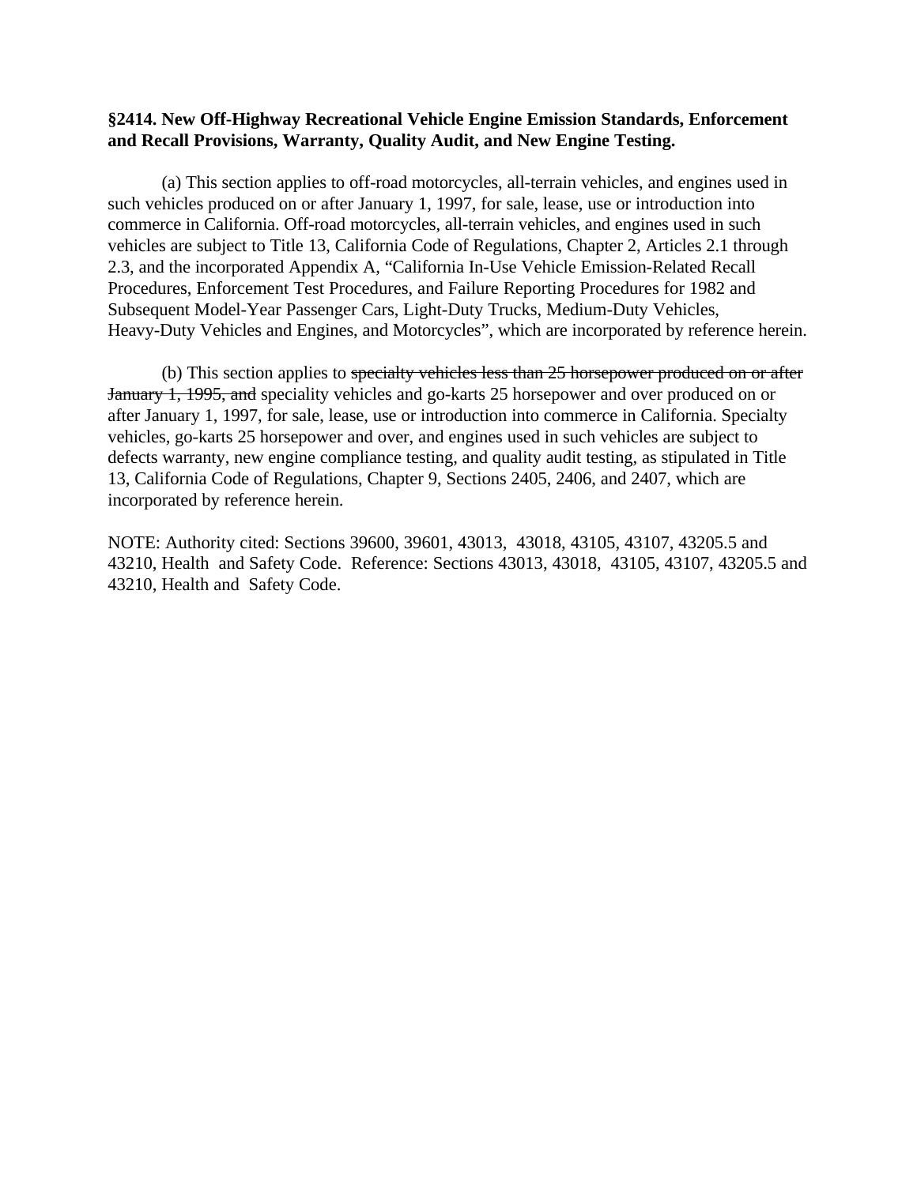**§2414. New Off-Highway Recreational Vehicle Engine Emission Standards, Enforcement and Recall Provisions, Warranty, Quality Audit, and New Engine Testing.**

(a) This section applies to off-road motorcycles, all-terrain vehicles, and engines used in such vehicles produced on or after January 1, 1997, for sale, lease, use or introduction into commerce in California. Off-road motorcycles, all-terrain vehicles, and engines used in such vehicles are subject to Title 13, California Code of Regulations, Chapter 2, Articles 2.1 through 2.3, and the incorporated Appendix A, "California In-Use Vehicle Emission-Related Recall Procedures, Enforcement Test Procedures, and Failure Reporting Procedures for 1982 and Subsequent Model-Year Passenger Cars, Light-Duty Trucks, Medium-Duty Vehicles, Heavy-Duty Vehicles and Engines, and Motorcycles", which are incorporated by reference herein.

(b) This section applies to ~~specialty vehicles less than 25 horsepower produced on or after January 1, 1995, and~~ speciality vehicles and go-karts 25 horsepower and over produced on or after January 1, 1997, for sale, lease, use or introduction into commerce in California. Specialty vehicles, go-karts 25 horsepower and over, and engines used in such vehicles are subject to defects warranty, new engine compliance testing, and quality audit testing, as stipulated in Title 13, California Code of Regulations, Chapter 9, Sections 2405, 2406, and 2407, which are incorporated by reference herein.

NOTE: Authority cited: Sections 39600, 39601, 43013, 43018, 43105, 43107, 43205.5 and 43210, Health and Safety Code. Reference: Sections 43013, 43018, 43105, 43107, 43205.5 and 43210, Health and Safety Code.